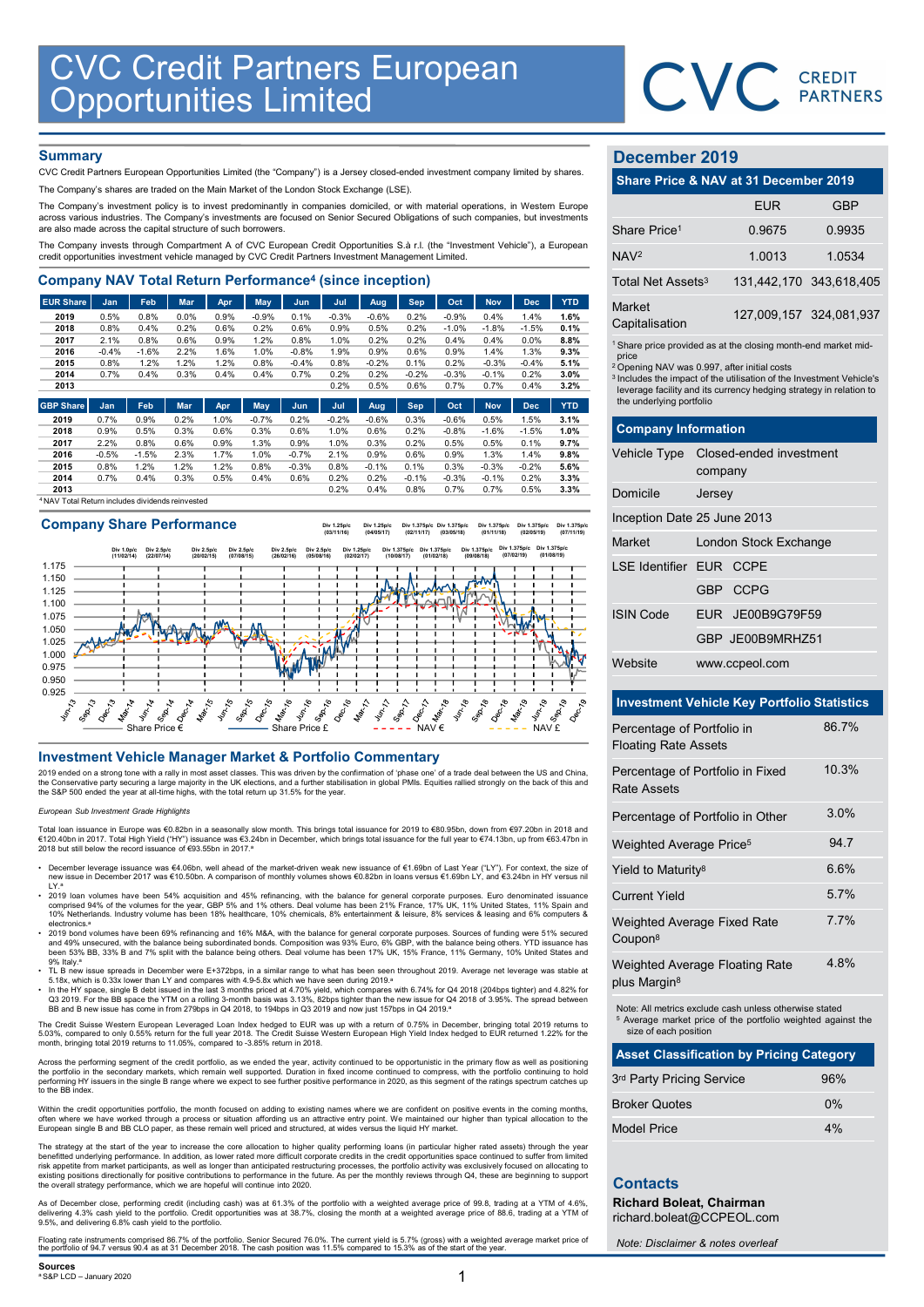# CVC Credit Partners European Opportunities Limited

## Summary

CVC Credit Partners European Opportunities Limited (the "Company") is a Jersey closed-ended investment company limited by shares.

The Company's shares are traded on the Main Market of the London Stock Exchange (LSE).

The Company's investment policy is to invest predominantly in companies domiciled, or with material operations, in Western Europe across various industries. The Company's investments are focused on Senior Secured Obligations of such companies, but investments are also made across the capital structure of such borrowers.

The Company invests through Compartment A of CVC European Credit Opportunities S.à r.l. (the "Investment Vehicle"), a European credit opportunities investment vehicle managed by CVC Credit Partners Investment Management Limited.

## Company NAV Total Return Performance[4] (since inception)

| EUR Share | Jan | Feb | Mar | Apr | May | Jun | Jul | Aug | Sep | Oct | Nov | Dec | YTD |
|---|---|---|---|---|---|---|---|---|---|---|---|---|---|
| 2019 | 0.5% | 0.8% | 0.0% | 0.9% | -0.9% | 0.1% | -0.3% | -0.6% | 0.2% | -0.9% | 0.4% | 1.4% | 1.6% |
| 2018 | 0.8% | 0.4% | 0.2% | 0.6% | 0.2% | 0.6% | 0.9% | 0.5% | 0.2% | -1.0% | -1.8% | -1.5% | 0.1% |
| 2017 | 2.1% | 0.8% | 0.6% | 0.9% | 1.2% | 0.8% | 1.0% | 0.2% | 0.2% | 0.4% | 0.4% | 0.0% | 8.8% |
| 2016 | -0.4% | -1.6% | 2.2% | 1.6% | 1.0% | -0.8% | 1.9% | 0.9% | 0.6% | 0.9% | 1.4% | 1.3% | 9.3% |
| 2015 | 0.8% | 1.2% | 1.2% | 1.2% | 0.8% | -0.4% | 0.8% | -0.2% | 0.1% | 0.2% | -0.3% | -0.4% | 5.1% |
| 2014 | 0.7% | 0.4% | 0.3% | 0.4% | 0.4% | 0.7% | 0.2% | 0.2% | -0.2% | -0.3% | -0.1% | 0.2% | 3.0% |
| 2013 | | | | | | | 0.2% | 0.5% | 0.6% | 0.7% | 0.7% | 0.4% | 3.2% |

| GBP Share | Jan | Feb | Mar | Apr | May | Jun | Jul | Aug | Sep | Oct | Nov | Dec | YTD |
|---|---|---|---|---|---|---|---|---|---|---|---|---|---|
| 2019 | 0.7% | 0.9% | 0.2% | 1.0% | -0.7% | 0.2% | -0.2% | -0.6% | 0.3% | -0.6% | 0.5% | 1.5% | 3.1% |
| 2018 | 0.9% | 0.5% | 0.3% | 0.6% | 0.3% | 0.6% | 1.0% | 0.6% | 0.2% | -0.8% | -1.6% | -1.5% | 1.0% |
| 2017 | 2.2% | 0.8% | 0.6% | 0.9% | 1.3% | 0.9% | 1.0% | 0.3% | 0.2% | 0.5% | 0.5% | 0.1% | 9.7% |
| 2016 | -0.5% | -1.5% | 2.3% | 1.7% | 1.0% | -0.7% | 2.1% | 0.9% | 0.6% | 0.9% | 1.3% | 1.4% | 9.8% |
| 2015 | 0.8% | 1.2% | 1.2% | 1.2% | 0.8% | -0.3% | 0.8% | -0.1% | 0.1% | 0.3% | -0.3% | -0.2% | 5.6% |
| 2014 | 0.7% | 0.4% | 0.3% | 0.5% | 0.4% | 0.6% | 0.2% | 0.2% | -0.1% | -0.3% | -0.1% | 0.2% | 3.3% |
| 2013 | | | | | | | 0.2% | 0.4% | 0.8% | 0.7% | 0.7% | 0.5% | 3.3% |

[4] NAV Total Return includes dividends reinvested

## Company Share Performance

Share Price € — Share Price £ — NAV € — NAV £

## Investment Vehicle Manager Market & Portfolio Commentary

2019 ended on a strong tone with a rally in most asset classes. This was driven by the confirmation of 'phase one' of a trade deal between the US and China, the Conservative party securing a large majority in the UK elections, and a further stabilisation in global PMIs. Equities rallied strongly on the back of this and the S&P 500 ended the year at all-time highs, with the total return up 31.5% for the year.

*European Sub Investment Grade Highlights*

Total loan issuance in Europe was €0.82bn in a seasonally slow month. This brings total issuance for 2019 to €80.95bn, down from €97.20bn in 2018 and €120.40bn in 2017. Total High Yield ("HY") issuance was €3.24bn in December, which brings total issuance for the full year to €74.13bn, up from €63.47bn in 2018 but still below the record issuance of €93.55bn in 2017.[a]

- December leverage issuance was €4.06bn, well ahead of the market-driven weak new issuance of €1.69bn of Last Year ("LY"). For context, the size of new issue in December 2017 was €10.50bn. A comparison of monthly volumes shows €0.82bn in loans versus €1.69bn LY, and €3.24bn in HY versus nil LY.[a]
- 2019 loan volumes have been 54% acquisition and 45% refinancing, with the balance for general corporate purposes. Euro denominated issuance comprised 94% of the volumes for the year, GBP 5% and 1% others. Deal volume has been 21% France, 17% UK, 11% United States, 11% Spain and 10% Netherlands. Industry volume has been 18% healthcare, 10% chemicals, 8% entertainment & leisure, 8% services & leasing and 6% computers & electronics.[a]
- 2019 bond volumes have been 69% refinancing and 16% M&A, with the balance for general corporate purposes. Sources of funding were 51% secured and 49% unsecured, with the balance being subordinated bonds. Composition was 93% Euro, 6% GBP, with the balance being others. YTD issuance has been 53% BB, 33% B and 7% split with the balance being others. Deal volume has been 17% UK, 15% France, 11% Germany, 10% United States and 9% Italy.[a]
- TL B new issue spreads in December were E+372bps, in a similar range to what has been seen throughout 2019. Average net leverage was stable at 5.18x, which is 0.33x lower than LY and compares with 4.9-5.8x which we have seen during 2019.[a]
- In the HY space, single B debt issued in the last 3 months priced at 4.70% yield, which compares with 6.74% for Q4 2018 (204bps tighter) and 4.82% for Q3 2019. For the BB space the YTM on a rolling 3-month basis was 3.13%, 82bps tighter than the new issue for Q4 2018 of 3.95%. The spread between BB and B new issue has come in from 279bps in Q4 2018, to 194bps in Q3 2019 and now just 157bps in Q4 2019.[a]

The Credit Suisse Western European Leveraged Loan Index hedged to EUR was up with a return of 0.75% in December, bringing total 2019 returns to 5.03%, compared to only 0.55% return for the full year 2018. The Credit Suisse Western European High Yield Index hedged to EUR returned 1.22% for the month, bringing total 2019 returns to 11.05%, compared to -3.85% return in 2018.

Across the performing segment of the credit portfolio, as we ended the year, activity continued to be opportunistic in the primary flow as well as positioning the portfolio in the secondary markets, which remain well supported. Duration in fixed income continued to compress, with the portfolio continuing to hold performing HY issuers in the single B range where we expect to see further positive performance in 2020, as this segment of the ratings spectrum catches up to the BB index.

Within the credit opportunities portfolio, the month focused on adding to existing names where we are confident on positive events in the coming months, often where we have worked through a process or situation affording us an attractive entry point. We maintained our higher than typical allocation to the European single B and BB CLO paper, as these remain well priced and structured, at wides versus the liquid HY market.

The strategy at the start of the year to increase the core allocation to higher quality performing loans (in particular higher rated assets) through the year benefitted underlying performance. In addition, as lower rated more difficult corporate credits in the credit opportunities space continued to suffer from limited risk appetite from market participants, as well as longer than anticipated restructuring processes, the portfolio activity was exclusively focused on allocating to existing positions directionally for positive contributions to performance in the future. As per the monthly reviews through Q4, these are beginning to support the overall strategy performance, which we are hopeful will continue into 2020.

As of December close, performing credit (including cash) was at 61.3% of the portfolio with a weighted average price of 99.8, trading at a YTM of 4.6%, delivering 4.3% cash yield to the portfolio. Credit opportunities was at 38.7%, closing the month at a weighted average price of 88.6, trading at a YTM of 9.5%, and delivering 6.8% cash yield to the portfolio.

Floating rate instruments comprised 86.7% of the portfolio. Senior Secured 76.0%. The current yield is 5.7% (gross) with a weighted average market price of the portfolio of 94.7 versus 90.4 as at 31 December 2018. The cash position was 11.5% compared to 15.3% as of the start of the year.

**Sources**
[a] S&P LCD – January 2020

## December 2019

### Share Price & NAV at 31 December 2019

| | EUR | GBP |
|---|---|---|
| Share Price[1] | 0.9675 | 0.9935 |
| NAV[2] | 1.0013 | 1.0534 |
| Total Net Assets[3] | 131,442,170 | 343,618,405 |
| Market Capitalisation | 127,009,157 | 324,081,937 |

[1] Share price provided as at the closing month-end market mid-price
[2] Opening NAV was 0.997, after initial costs
[3] Includes the impact of the utilisation of the Investment Vehicle's leverage facility and its currency hedging strategy in relation to the underlying portfolio

### Company Information

| | |
|---|---|
| Vehicle Type | Closed-ended investment company |
| Domicile | Jersey |
| Inception Date | 25 June 2013 |
| Market | London Stock Exchange |
| LSE Identifier | EUR CCPE |
| | GBP CCPG |
| ISIN Code | EUR JE00B9G79F59 |
| | GBP JE00B9MRHZ51 |
| Website | www.ccpeol.com |

### Investment Vehicle Key Portfolio Statistics

| | |
|---|---|
| Percentage of Portfolio in Floating Rate Assets | 86.7% |
| Percentage of Portfolio in Fixed Rate Assets | 10.3% |
| Percentage of Portfolio in Other | 3.0% |
| Weighted Average Price[5] | 94.7 |
| Yield to Maturity[8] | 6.6% |
| Current Yield | 5.7% |
| Weighted Average Fixed Rate Coupon[8] | 7.7% |
| Weighted Average Floating Rate plus Margin[8] | 4.8% |

Note: All metrics exclude cash unless otherwise stated
[5] Average market price of the portfolio weighted against the size of each position

### Asset Classification by Pricing Category

| | |
|---|---|
| 3rd Party Pricing Service | 96% |
| Broker Quotes | 0% |
| Model Price | 4% |

## Contacts

**Richard Boleat, Chairman**
richard.boleat@CCPEOL.com

*Note: Disclaimer & notes overleaf*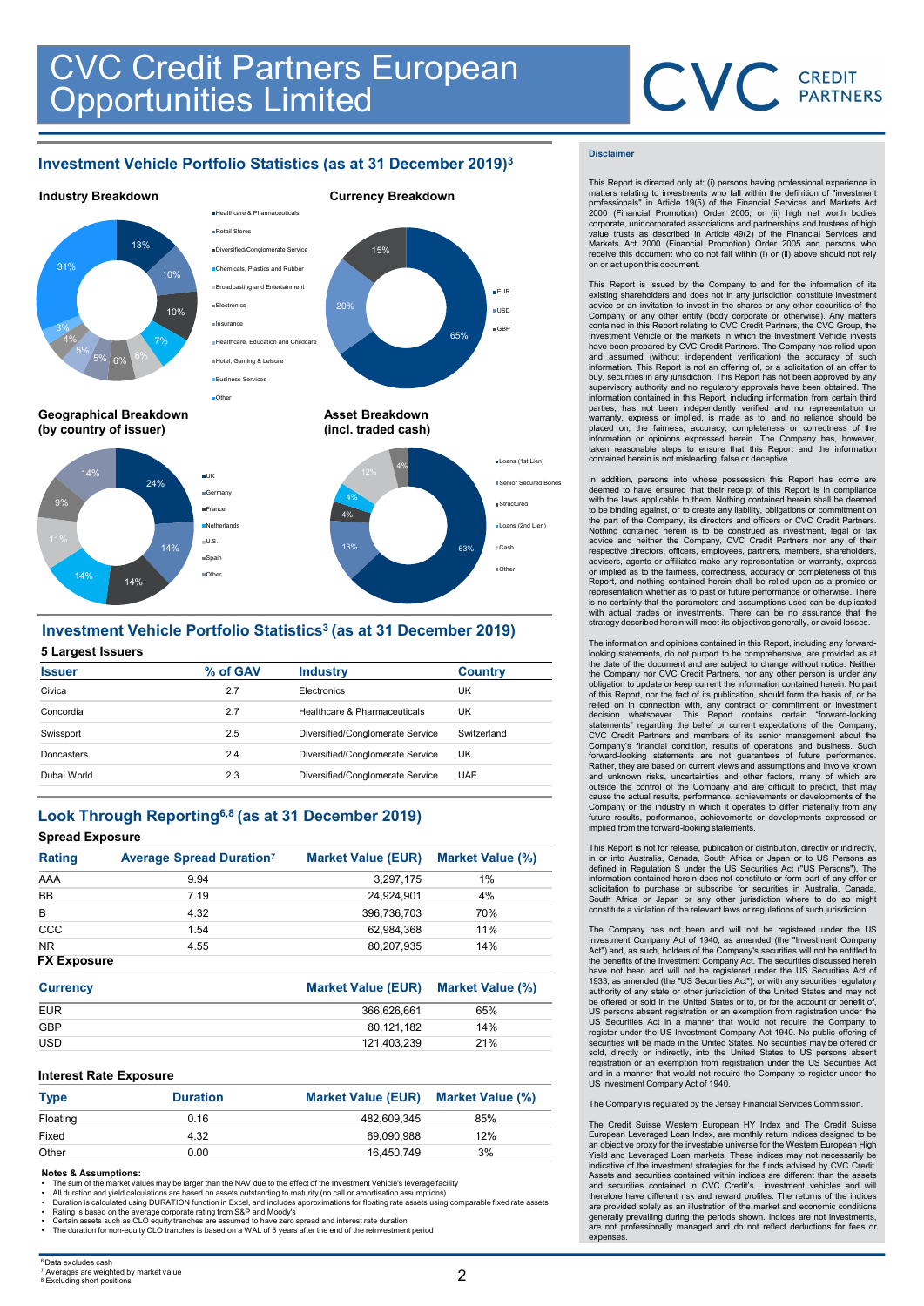# CVC Credit Partners European Opportunities Limited

## Investment Vehicle Portfolio Statistics (as at 31 December 2019)[3]

### Industry Breakdown

13%
10%
10%
7%
6%
6%
5%
5%
4%
3%
31%

Healthcare & Pharmaceuticals
Retail Stores
Diversified/Conglomerate Service
Chemicals, Plastics and Rubber
Broadcasting and Entertainment
Electronics
Insurance
Healthcare, Education and Childcare
Hotel, Gaming & Leisure
Business Services
Other

### Currency Breakdown

65%
20%
15%

EUR
USD
GBP

### Geographical Breakdown (by country of issuer)

24%
14%
14%
14%
11%
9%
14%

UK
Germany
France
Netherlands
U.S.
Spain
Other

### Asset Breakdown (incl. traded cash)

63%
13%
4%
4%
12%
4%

Loans (1st Lien)
Senior Secured Bonds
Structured
Loans (2nd Lien)
Cash
Other

## Investment Vehicle Portfolio Statistics[3] (as at 31 December 2019)

### 5 Largest Issuers

| Issuer | % of GAV | Industry | Country |
|---|---|---|---|
| Civica | 2.7 | Electronics | UK |
| Concordia | 2.7 | Healthcare & Pharmaceuticals | UK |
| Swissport | 2.5 | Diversified/Conglomerate Service | Switzerland |
| Doncasters | 2.4 | Diversified/Conglomerate Service | UK |
| Dubai World | 2.3 | Diversified/Conglomerate Service | UAE |

## Look Through Reporting[6,8] (as at 31 December 2019)

### Spread Exposure

| Rating | Average Spread Duration[7] | Market Value (EUR) | Market Value (%) |
|---|---|---|---|
| AAA | 9.94 | 3,297,175 | 1% |
| BB | 7.19 | 24,924,901 | 4% |
| B | 4.32 | 396,736,703 | 70% |
| CCC | 1.54 | 62,984,368 | 11% |
| NR | 4.55 | 80,207,935 | 14% |

### FX Exposure

| Currency | Market Value (EUR) | Market Value (%) |
|---|---|---|
| EUR | 366,626,661 | 65% |
| GBP | 80,121,182 | 14% |
| USD | 121,403,239 | 21% |

### Interest Rate Exposure

| Type | Duration | Market Value (EUR) | Market Value (%) |
|---|---|---|---|
| Floating | 0.16 | 482,609,345 | 85% |
| Fixed | 4.32 | 69,090,988 | 12% |
| Other | 0.00 | 16,450,749 | 3% |

**Notes & Assumptions:**

- The sum of the market values may be larger than the NAV due to the effect of the Investment Vehicle's leverage facility
- All duration and yield calculations are based on assets outstanding to maturity (no call or amortisation assumptions)
- Duration is calculated using DURATION function in Excel, and includes approximations for floating rate assets using comparable fixed rate assets
- Rating is based on the average corporate rating from S&P and Moody's
- Certain assets such as CLO equity tranches are assumed to have zero spread and interest rate duration
- The duration for non-equity CLO tranches is based on a WAL of 5 years after the end of the reinvestment period

### Disclaimer

This Report is directed only at: (i) persons having professional experience in matters relating to investments who fall within the definition of "investment professionals" in Article 19(5) of the Financial Services and Markets Act 2000 (Financial Promotion) Order 2005; or (ii) high net worth bodies corporate, unincorporated associations and partnerships and trustees of high value trusts as described in Article 49(2) of the Financial Services and Markets Act 2000 (Financial Promotion) Order 2005 and persons who receive this document who do not fall within (i) or (ii) above should not rely on or act upon this document.

This Report is issued by the Company to and for the information of its existing shareholders and does not in any jurisdiction constitute investment advice or an invitation to invest in the shares or any other securities of the Company or any other entity (body corporate or otherwise). Any matters contained in this Report relating to CVC Credit Partners, the CVC Group, the Investment Vehicle or the markets in which the Investment Vehicle invests have been prepared by CVC Credit Partners. The Company has relied upon and assumed (without independent verification) the accuracy of such information. This Report is not an offering of, or a solicitation of an offer to buy, securities in any jurisdiction. This Report has not been approved by any supervisory authority and no regulatory approvals have been obtained. The information contained in this Report, including information from certain third parties, has not been independently verified and no representation or warranty, express or implied, is made as to, and no reliance should be placed on, the fairness, accuracy, completeness or correctness of the information or opinions expressed herein. The Company has, however, taken reasonable steps to ensure that this Report and the information contained herein is not misleading, false or deceptive.

In addition, persons into whose possession this Report has come are deemed to have ensured that their receipt of this Report is in compliance with the laws applicable to them. Nothing contained herein shall be deemed to be binding against, or to create any liability, obligations or commitment on the part of the Company, its directors and officers or CVC Credit Partners. Nothing contained herein is to be construed as investment, legal or tax advice and neither the Company, CVC Credit Partners nor any of their respective directors, officers, employees, partners, members, shareholders, advisers, agents or affiliates make any representation or warranty, express or implied as to the fairness, correctness, accuracy or completeness of this Report, and nothing contained herein shall be relied upon as a promise or representation whether as to past or future performance or otherwise. There is no certainty that the parameters and assumptions used can be duplicated with actual trades or investments. There can be no assurance that the strategy described herein will meet its objectives generally, or avoid losses.

The information and opinions contained in this Report, including any forward-looking statements, do not purport to be comprehensive, are provided as at the date of the document and are subject to change without notice. Neither the Company nor CVC Credit Partners, nor any other person is under any obligation to update or keep current the information contained herein. No part of this Report, nor the fact of its publication, should form the basis of, or be relied on in connection with, any contract or commitment or investment decision whatsoever. This Report contains certain "forward-looking statements" regarding the belief or current expectations of the Company, CVC Credit Partners and members of its senior management about the Company's financial condition, results of operations and business. Such forward-looking statements are not guarantees of future performance. Rather, they are based on current views and assumptions and involve known and unknown risks, uncertainties and other factors, many of which are outside the control of the Company and are difficult to predict, that may cause the actual results, performance, achievements or developments of the Company or the industry in which it operates to differ materially from any future results, performance, achievements or developments expressed or implied from the forward-looking statements.

This Report is not for release, publication or distribution, directly or indirectly, in or into Australia, Canada, South Africa or Japan or to US Persons as defined in Regulation S under the US Securities Act ("US Persons"). The information contained herein does not constitute or form part of any offer or solicitation to purchase or subscribe for securities in Australia, Canada, South Africa or Japan or any other jurisdiction where to do so might constitute a violation of the relevant laws or regulations of such jurisdiction.

The Company has not been and will not be registered under the US Investment Company Act of 1940, as amended (the "Investment Company Act") and, as such, holders of the Company's securities will not be entitled to the benefits of the Investment Company Act. The securities discussed herein have not been and will not be registered under the US Securities Act of 1933, as amended (the "US Securities Act"), or with any securities regulatory authority of any state or other jurisdiction of the United States and may not be offered or sold in the United States or to, or for the account or benefit of, US persons absent registration or an exemption from registration under the US Securities Act in a manner that would not require the Company to register under the US Investment Company Act 1940. No public offering of securities will be made in the United States. No securities may be offered or sold, directly or indirectly, into the United States to US persons absent registration or an exemption from registration under the US Securities Act and in a manner that would not require the Company to register under the US Investment Company Act of 1940.

The Company is regulated by the Jersey Financial Services Commission.

The Credit Suisse Western European HY Index and The Credit Suisse European Leveraged Loan Index, are monthly return indices designed to be an objective proxy for the investable universe for the Western European High Yield and Leveraged Loan markets. These indices may not necessarily be indicative of the investment strategies for the funds advised by CVC Credit. Assets and securities contained within indices are different than the assets and securities contained in CVC Credit's investment vehicles and will therefore have different risk and reward profiles. The returns of the indices are provided solely as an illustration of the market and economic conditions generally prevailing during the periods shown. Indices are not investments, generally are not professionally managed and do not reflect deductions for fees or expenses.

[6] Data excludes cash
[7] Averages are weighted by market value
[8] Excluding short positions